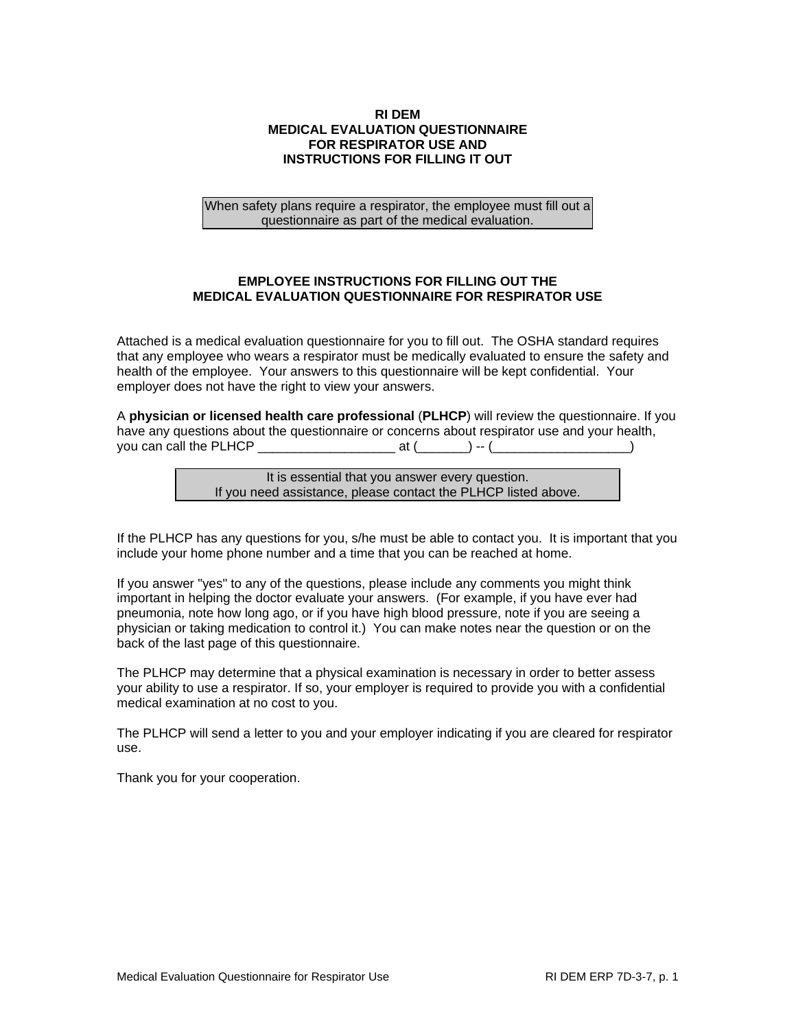# RI DEM
# MEDICAL EVALUATION QUESTIONNAIRE
# FOR RESPIRATOR USE AND
# INSTRUCTIONS FOR FILLING IT OUT

> When safety plans require a respirator, the employee must fill out a questionnaire as part of the medical evaluation.

## EMPLOYEE INSTRUCTIONS FOR FILLING OUT THE MEDICAL EVALUATION QUESTIONNAIRE FOR RESPIRATOR USE

Attached is a medical evaluation questionnaire for you to fill out. The OSHA standard requires that any employee who wears a respirator must be medically evaluated to ensure the safety and health of the employee. Your answers to this questionnaire will be kept confidential. Your employer does not have the right to view your answers.

A **physician or licensed health care professional** (**PLHCP**) will review the questionnaire. If you have any questions about the questionnaire or concerns about respirator use and your health, you can call the PLHCP ___________________ at (_______) -- (___________________)

> It is essential that you answer every question.
> If you need assistance, please contact the PLHCP listed above.

If the PLHCP has any questions for you, s/he must be able to contact you. It is important that you include your home phone number and a time that you can be reached at home.

If you answer "yes" to any of the questions, please include any comments you might think important in helping the doctor evaluate your answers. (For example, if you have ever had pneumonia, note how long ago, or if you have high blood pressure, note if you are seeing a physician or taking medication to control it.) You can make notes near the question or on the back of the last page of this questionnaire.

The PLHCP may determine that a physical examination is necessary in order to better assess your ability to use a respirator. If so, your employer is required to provide you with a confidential medical examination at no cost to you.

The PLHCP will send a letter to you and your employer indicating if you are cleared for respirator use.

Thank you for your cooperation.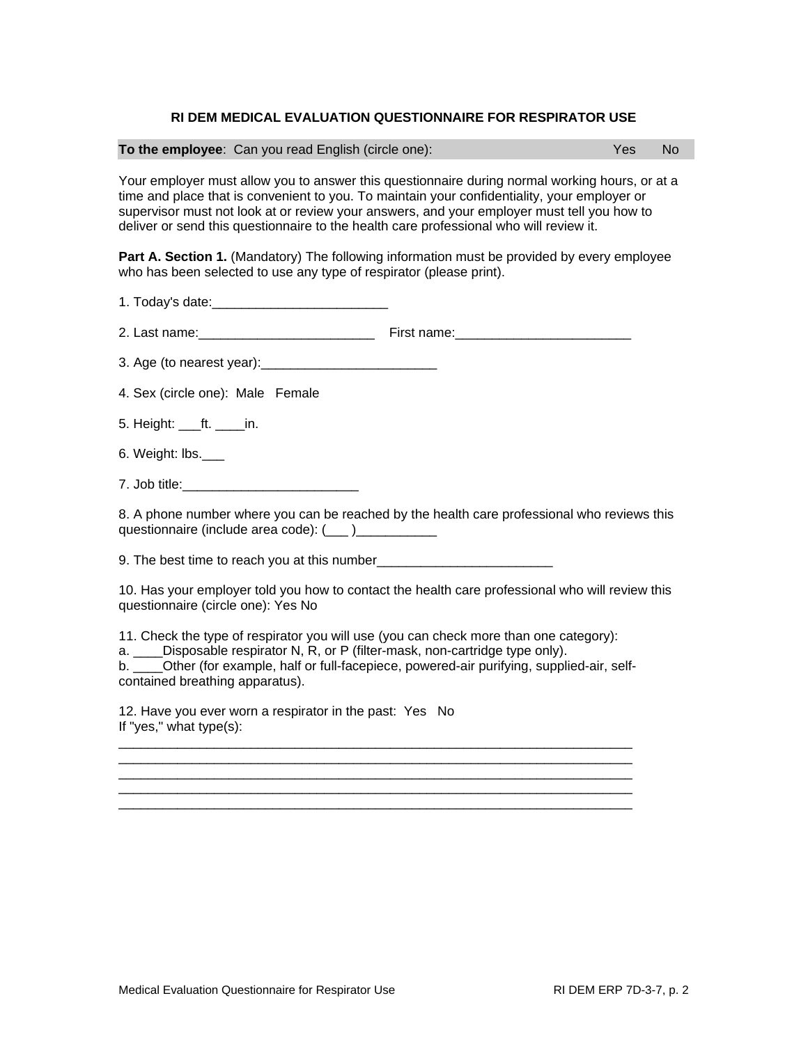# RI DEM MEDICAL EVALUATION QUESTIONNAIRE FOR RESPIRATOR USE

**To the employee**: Can you read English (circle one): Yes No

Your employer must allow you to answer this questionnaire during normal working hours, or at a time and place that is convenient to you. To maintain your confidentiality, your employer or supervisor must not look at or review your answers, and your employer must tell you how to deliver or send this questionnaire to the health care professional who will review it.

**Part A. Section 1.** (Mandatory) The following information must be provided by every employee who has been selected to use any type of respirator (please print).

1. Today's date:________________________

2. Last name:________________________ First name:________________________

3. Age (to nearest year):________________________

4. Sex (circle one): Male Female

5. Height: ___ft. ____in.

6. Weight: lbs.___

7. Job title:________________________

8. A phone number where you can be reached by the health care professional who reviews this questionnaire (include area code): (___ )___________

9. The best time to reach you at this number________________________

10. Has your employer told you how to contact the health care professional who will review this questionnaire (circle one): Yes No

11. Check the type of respirator you will use (you can check more than one category):
a. ____Disposable respirator N, R, or P (filter-mask, non-cartridge type only).
b. ____Other (for example, half or full-facepiece, powered-air purifying, supplied-air, self-contained breathing apparatus).

12. Have you ever worn a respirator in the past: Yes No
If "yes," what type(s):
________________________________________________________________________
________________________________________________________________________
________________________________________________________________________
________________________________________________________________________
________________________________________________________________________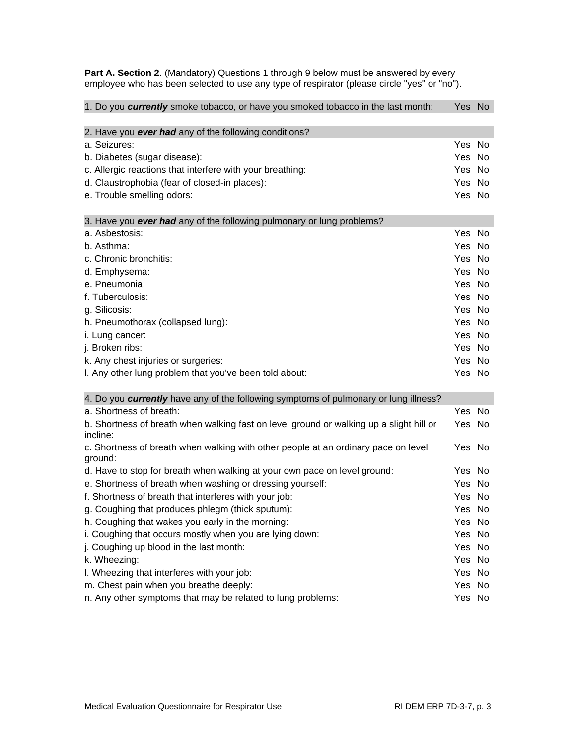**Part A. Section 2**. (Mandatory) Questions 1 through 9 below must be answered by every employee who has been selected to use any type of respirator (please circle "yes" or "no").

| | |
|---|---|
| 1. Do you ***currently*** smoke tobacco, or have you smoked tobacco in the last month: | Yes No |

| 2. Have you ***ever had*** any of the following conditions? | |
|---|---|
| a. Seizures: | Yes No |
| b. Diabetes (sugar disease): | Yes No |
| c. Allergic reactions that interfere with your breathing: | Yes No |
| d. Claustrophobia (fear of closed-in places): | Yes No |
| e. Trouble smelling odors: | Yes No |

| 3. Have you ***ever had*** any of the following pulmonary or lung problems? | |
|---|---|
| a. Asbestosis: | Yes No |
| b. Asthma: | Yes No |
| c. Chronic bronchitis: | Yes No |
| d. Emphysema: | Yes No |
| e. Pneumonia: | Yes No |
| f. Tuberculosis: | Yes No |
| g. Silicosis: | Yes No |
| h. Pneumothorax (collapsed lung): | Yes No |
| i. Lung cancer: | Yes No |
| j. Broken ribs: | Yes No |
| k. Any chest injuries or surgeries: | Yes No |
| l. Any other lung problem that you've been told about: | Yes No |

| 4. Do you ***currently*** have any of the following symptoms of pulmonary or lung illness? | |
|---|---|
| a. Shortness of breath: | Yes No |
| b. Shortness of breath when walking fast on level ground or walking up a slight hill or incline: | Yes No |
| c. Shortness of breath when walking with other people at an ordinary pace on level ground: | Yes No |
| d. Have to stop for breath when walking at your own pace on level ground: | Yes No |
| e. Shortness of breath when washing or dressing yourself: | Yes No |
| f. Shortness of breath that interferes with your job: | Yes No |
| g. Coughing that produces phlegm (thick sputum): | Yes No |
| h. Coughing that wakes you early in the morning: | Yes No |
| i. Coughing that occurs mostly when you are lying down: | Yes No |
| j. Coughing up blood in the last month: | Yes No |
| k. Wheezing: | Yes No |
| l. Wheezing that interferes with your job: | Yes No |
| m. Chest pain when you breathe deeply: | Yes No |
| n. Any other symptoms that may be related to lung problems: | Yes No |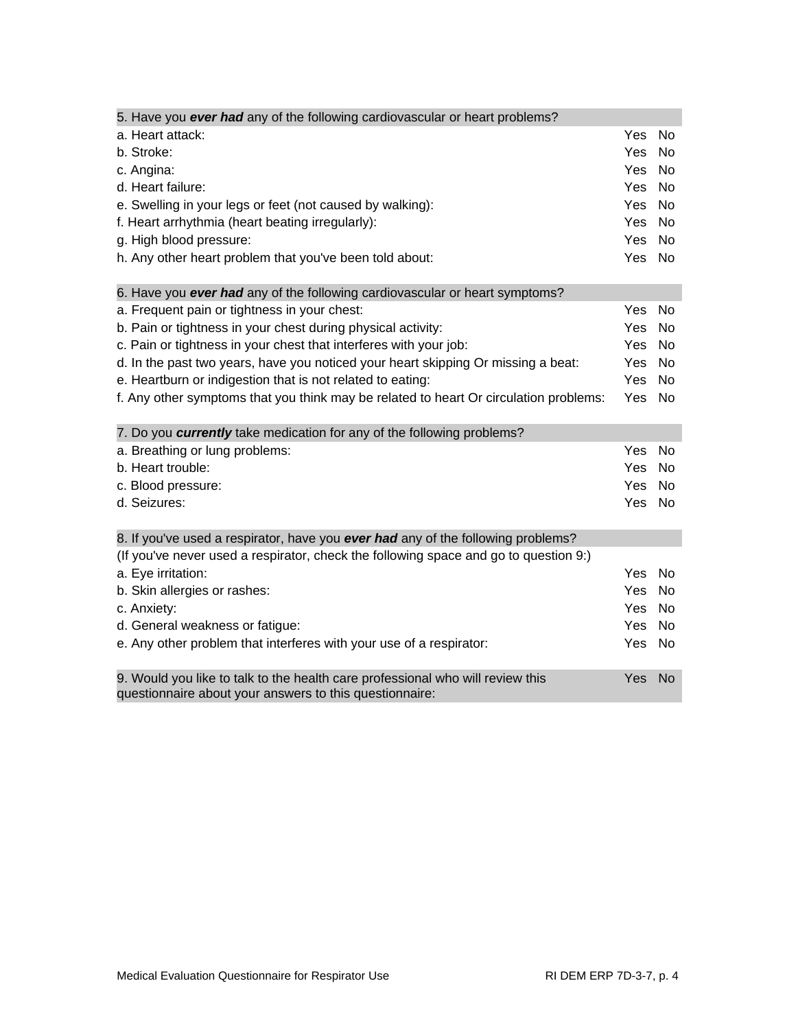| 5. Have you ***ever had*** any of the following cardiovascular or heart problems? | | |
|---|---|---|
| a. Heart attack: | Yes | No |
| b. Stroke: | Yes | No |
| c. Angina: | Yes | No |
| d. Heart failure: | Yes | No |
| e. Swelling in your legs or feet (not caused by walking): | Yes | No |
| f. Heart arrhythmia (heart beating irregularly): | Yes | No |
| g. High blood pressure: | Yes | No |
| h. Any other heart problem that you've been told about: | Yes | No |

| 6. Have you ***ever had*** any of the following cardiovascular or heart symptoms? | | |
|---|---|---|
| a. Frequent pain or tightness in your chest: | Yes | No |
| b. Pain or tightness in your chest during physical activity: | Yes | No |
| c. Pain or tightness in your chest that interferes with your job: | Yes | No |
| d. In the past two years, have you noticed your heart skipping Or missing a beat: | Yes | No |
| e. Heartburn or indigestion that is not related to eating: | Yes | No |
| f. Any other symptoms that you think may be related to heart Or circulation problems: | Yes | No |

| 7. Do you ***currently*** take medication for any of the following problems? | | |
|---|---|---|
| a. Breathing or lung problems: | Yes | No |
| b. Heart trouble: | Yes | No |
| c. Blood pressure: | Yes | No |
| d. Seizures: | Yes | No |

| 8. If you've used a respirator, have you ***ever had*** any of the following problems? | | |
|---|---|---|
| (If you've never used a respirator, check the following space and go to question 9:) | | |
| a. Eye irritation: | Yes | No |
| b. Skin allergies or rashes: | Yes | No |
| c. Anxiety: | Yes | No |
| d. General weakness or fatigue: | Yes | No |
| e. Any other problem that interferes with your use of a respirator: | Yes | No |

| 9. Would you like to talk to the health care professional who will review this questionnaire about your answers to this questionnaire: | Yes | No |
|---|---|---|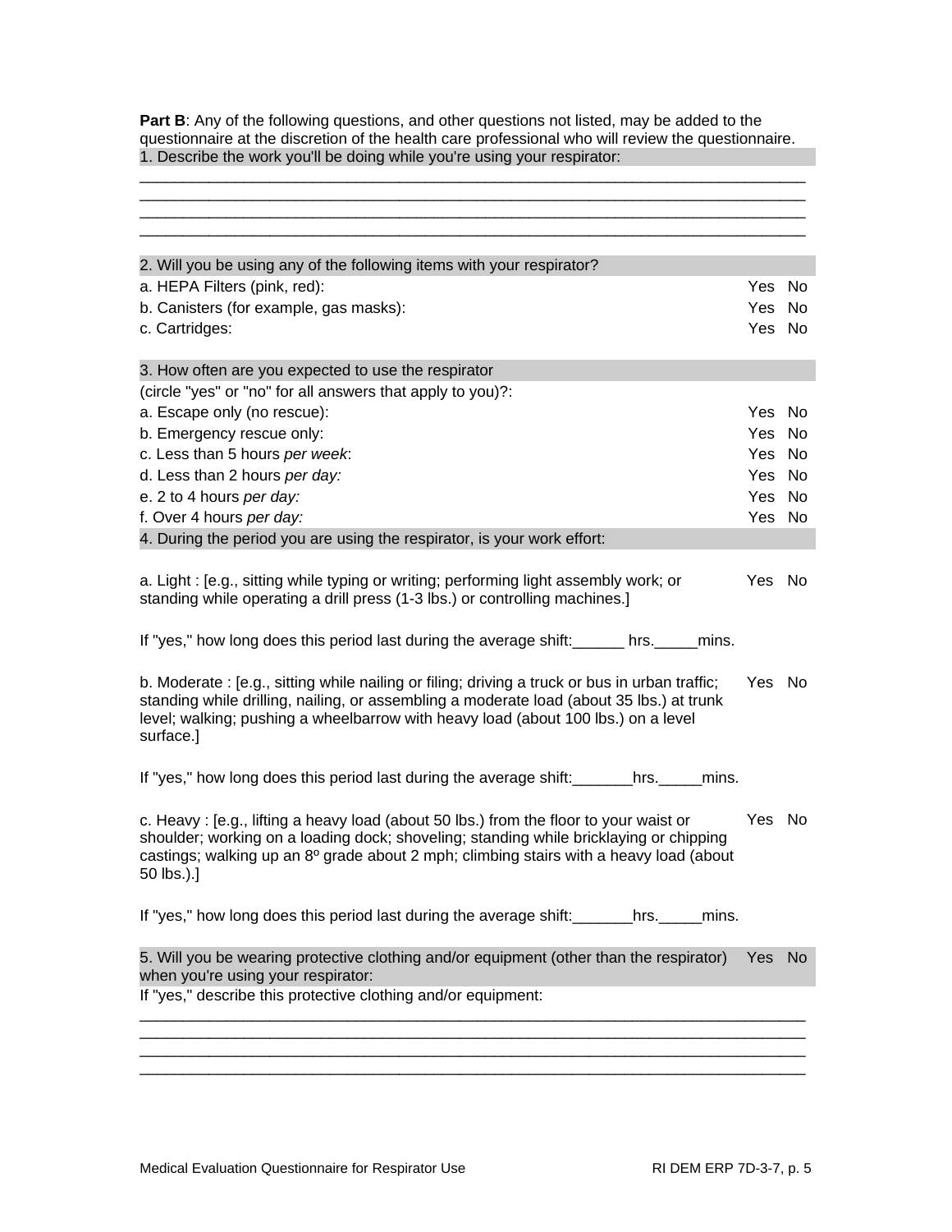**Part B**: Any of the following questions, and other questions not listed, may be added to the questionnaire at the discretion of the health care professional who will review the questionnaire.

1. Describe the work you'll be doing while you're using your respirator:

_____________________________________________________________________________
_____________________________________________________________________________
_____________________________________________________________________________
_____________________________________________________________________________

| 2. Will you be using any of the following items with your respirator? | | |
|---|---|---|
| a. HEPA Filters (pink, red): | Yes | No |
| b. Canisters (for example, gas masks): | Yes | No |
| c. Cartridges: | Yes | No |

| 3. How often are you expected to use the respirator (circle "yes" or "no" for all answers that apply to you)?: | | |
|---|---|---|
| a. Escape only (no rescue): | Yes | No |
| b. Emergency rescue only: | Yes | No |
| c. Less than 5 hours *per week*: | Yes | No |
| d. Less than 2 hours *per day:* | Yes | No |
| e. 2 to 4 hours *per day:* | Yes | No |
| f. Over 4 hours *per day:* | Yes | No |

4. During the period you are using the respirator, is your work effort:

a. Light : [e.g., sitting while typing or writing; performing light assembly work; or standing while operating a drill press (1-3 lbs.) or controlling machines.] — Yes No

If "yes," how long does this period last during the average shift:______ hrs._____mins.

b. Moderate : [e.g., sitting while nailing or filing; driving a truck or bus in urban traffic; standing while drilling, nailing, or assembling a moderate load (about 35 lbs.) at trunk level; walking; pushing a wheelbarrow with heavy load (about 100 lbs.) on a level surface.] — Yes No

If "yes," how long does this period last during the average shift:_______hrs._____mins.

c. Heavy : [e.g., lifting a heavy load (about 50 lbs.) from the floor to your waist or shoulder; working on a loading dock; shoveling; standing while bricklaying or chipping castings; walking up an 8º grade about 2 mph; climbing stairs with a heavy load (about 50 lbs.).] — Yes No

If "yes," how long does this period last during the average shift:_______hrs._____mins.

5. Will you be wearing protective clothing and/or equipment (other than the respirator) when you're using your respirator: — Yes No

If "yes," describe this protective clothing and/or equipment:

_____________________________________________________________________________
_____________________________________________________________________________
_____________________________________________________________________________
_____________________________________________________________________________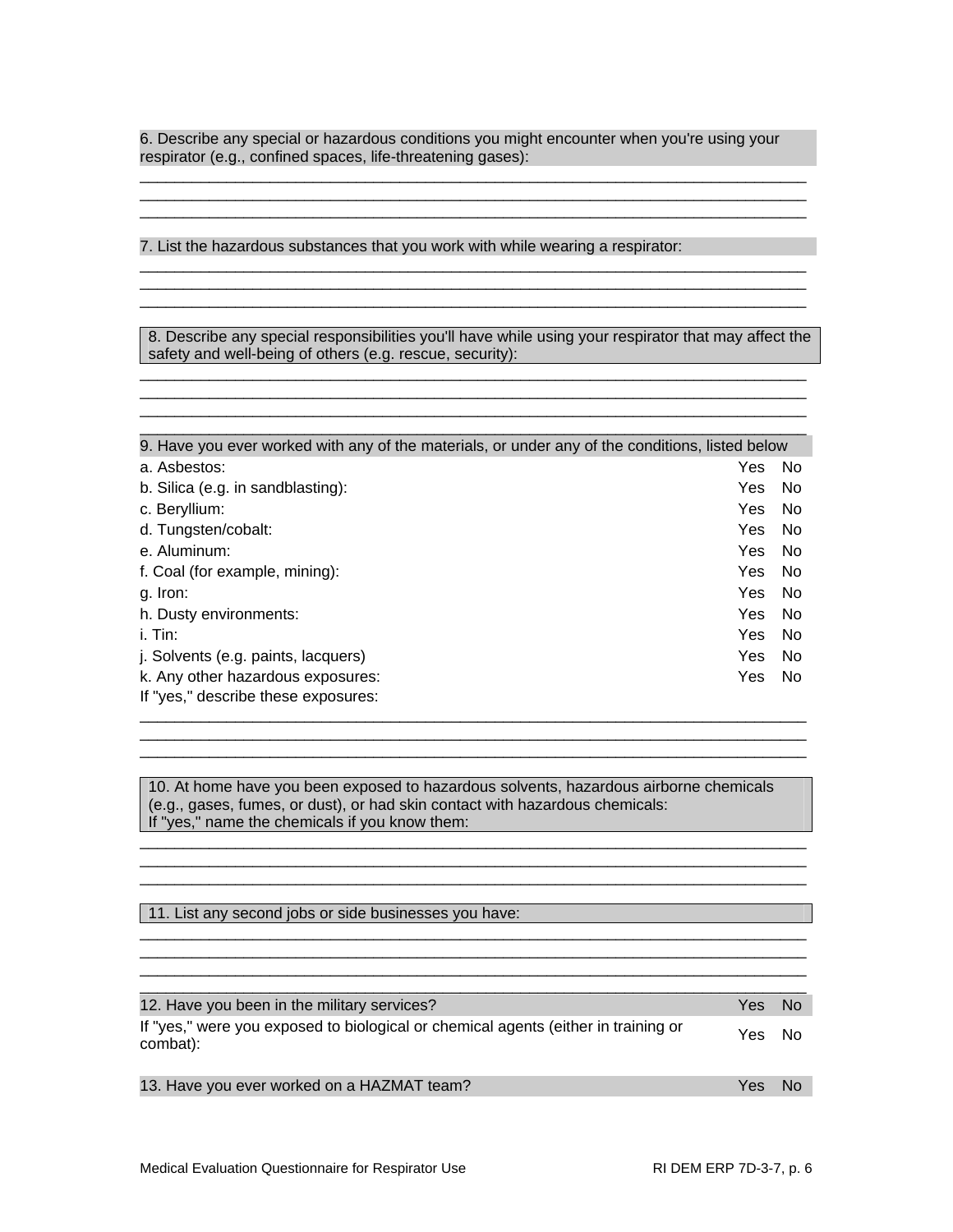6. Describe any special or hazardous conditions you might encounter when you're using your respirator (e.g., confined spaces, life-threatening gases):

___________________________________________________________________________
___________________________________________________________________________
___________________________________________________________________________

7. List the hazardous substances that you work with while wearing a respirator:

___________________________________________________________________________
___________________________________________________________________________
___________________________________________________________________________

8. Describe any special responsibilities you'll have while using your respirator that may affect the safety and well-being of others (e.g. rescue, security):

___________________________________________________________________________
___________________________________________________________________________
___________________________________________________________________________
___________________________________________________________________________

9. Have you ever worked with any of the materials, or under any of the conditions, listed below

| | | |
|---|---|---|
| a. Asbestos: | Yes | No |
| b. Silica (e.g. in sandblasting): | Yes | No |
| c. Beryllium: | Yes | No |
| d. Tungsten/cobalt: | Yes | No |
| e. Aluminum: | Yes | No |
| f. Coal (for example, mining): | Yes | No |
| g. Iron: | Yes | No |
| h. Dusty environments: | Yes | No |
| i. Tin: | Yes | No |
| j. Solvents (e.g. paints, lacquers) | Yes | No |
| k. Any other hazardous exposures: | Yes | No |

If "yes," describe these exposures:

___________________________________________________________________________
___________________________________________________________________________
___________________________________________________________________________

10. At home have you been exposed to hazardous solvents, hazardous airborne chemicals (e.g., gases, fumes, or dust), or had skin contact with hazardous chemicals:
If "yes," name the chemicals if you know them:

___________________________________________________________________________
___________________________________________________________________________
___________________________________________________________________________

11. List any second jobs or side businesses you have:

___________________________________________________________________________
___________________________________________________________________________
___________________________________________________________________________
___________________________________________________________________________

| | | |
|---|---|---|
| 12. Have you been in the military services? | Yes | No |
| If "yes," were you exposed to biological or chemical agents (either in training or combat): | Yes | No |
| 13. Have you ever worked on a HAZMAT team? | Yes | No |